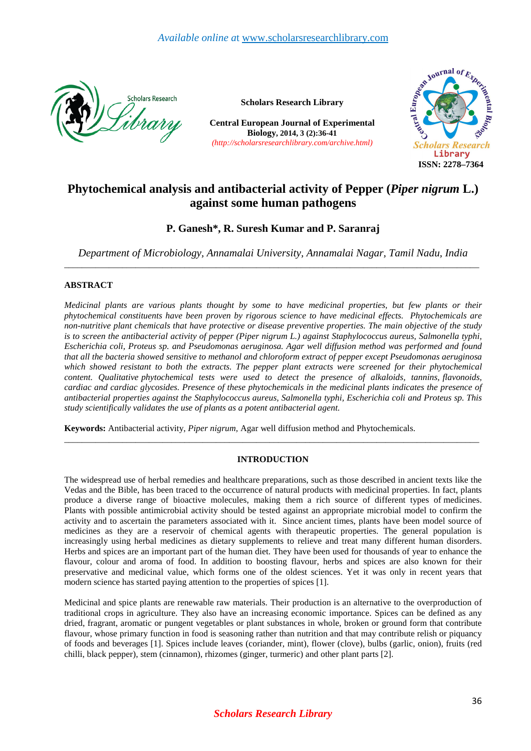Available online at www.scholarsresearchlibrary.com

**Scholars Research Library**

**Central European Journal of Experimental Biology, 2014, 3 (2):36-41**
*(http://scholarsresearchlibrary.com/archive.html)*

**ISSN: 2278–7364**

# Phytochemical analysis and antibacterial activity of Pepper (*Piper nigrum* L.) against some human pathogens

**P. Ganesh\*, R. Suresh Kumar and P. Saranraj**

*Department of Microbiology, Annamalai University, Annamalai Nagar, Tamil Nadu, India*

---

## ABSTRACT

*Medicinal plants are various plants thought by some to have medicinal properties, but few plants or their phytochemical constituents have been proven by rigorous science to have medicinal effects. Phytochemicals are non-nutritive plant chemicals that have protective or disease preventive properties. The main objective of the study is to screen the antibacterial activity of pepper (Piper nigrum L.) against Staphylococcus aureus, Salmonella typhi, Escherichia coli, Proteus sp. and Pseudomonas aeruginosa. Agar well diffusion method was performed and found that all the bacteria showed sensitive to methanol and chloroform extract of pepper except Pseudomonas aeruginosa which showed resistant to both the extracts. The pepper plant extracts were screened for their phytochemical content. Qualitative phytochemical tests were used to detect the presence of alkaloids, tannins, flavonoids, cardiac and cardiac glycosides. Presence of these phytochemicals in the medicinal plants indicates the presence of antibacterial properties against the Staphylococcus aureus, Salmonella typhi, Escherichia coli and Proteus sp. This study scientifically validates the use of plants as a potent antibacterial agent.*

**Keywords:** Antibacterial activity, *Piper nigrum*, Agar well diffusion method and Phytochemicals.

---

## INTRODUCTION

The widespread use of herbal remedies and healthcare preparations, such as those described in ancient texts like the Vedas and the Bible, has been traced to the occurrence of natural products with medicinal properties. In fact, plants produce a diverse range of bioactive molecules, making them a rich source of different types of medicines. Plants with possible antimicrobial activity should be tested against an appropriate microbial model to confirm the activity and to ascertain the parameters associated with it. Since ancient times, plants have been model source of medicines as they are a reservoir of chemical agents with therapeutic properties. The general population is increasingly using herbal medicines as dietary supplements to relieve and treat many different human disorders. Herbs and spices are an important part of the human diet. They have been used for thousands of year to enhance the flavour, colour and aroma of food. In addition to boosting flavour, herbs and spices are also known for their preservative and medicinal value, which forms one of the oldest sciences. Yet it was only in recent years that modern science has started paying attention to the properties of spices [1].

Medicinal and spice plants are renewable raw materials. Their production is an alternative to the overproduction of traditional crops in agriculture. They also have an increasing economic importance. Spices can be defined as any dried, fragrant, aromatic or pungent vegetables or plant substances in whole, broken or ground form that contribute flavour, whose primary function in food is seasoning rather than nutrition and that may contribute relish or piquancy of foods and beverages [1]. Spices include leaves (coriander, mint), flower (clove), bulbs (garlic, onion), fruits (red chilli, black pepper), stem (cinnamon), rhizomes (ginger, turmeric) and other plant parts [2].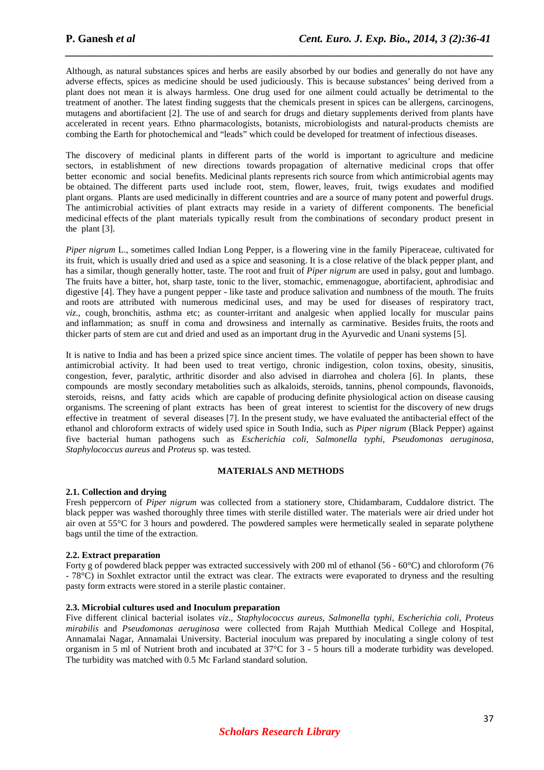Although, as natural substances spices and herbs are easily absorbed by our bodies and generally do not have any adverse effects, spices as medicine should be used judiciously. This is because substances' being derived from a plant does not mean it is always harmless. One drug used for one ailment could actually be detrimental to the treatment of another. The latest finding suggests that the chemicals present in spices can be allergens, carcinogens, mutagens and abortifacient [2]. The use of and search for drugs and dietary supplements derived from plants have accelerated in recent years. Ethno pharmacologists, botanists, microbiologists and natural-products chemists are combing the Earth for photochemical and "leads" which could be developed for treatment of infectious diseases.

The discovery of medicinal plants in different parts of the world is important to agriculture and medicine sectors, in establishment of new directions towards propagation of alternative medicinal crops that offer better economic and social benefits. Medicinal plants represents rich source from which antimicrobial agents may be obtained. The different parts used include root, stem, flower, leaves, fruit, twigs exudates and modified plant organs. Plants are used medicinally in different countries and are a source of many potent and powerful drugs. The antimicrobial activities of plant extracts may reside in a variety of different components. The beneficial medicinal effects of the plant materials typically result from the combinations of secondary product present in the plant [3].

*Piper nigrum* L., sometimes called Indian Long Pepper, is a flowering vine in the family Piperaceae, cultivated for its fruit, which is usually dried and used as a spice and seasoning. It is a close relative of the black pepper plant, and has a similar, though generally hotter, taste. The root and fruit of *Piper nigrum* are used in palsy, gout and lumbago. The fruits have a bitter, hot, sharp taste, tonic to the liver, stomachic, emmenagogue, abortifacient, aphrodisiac and digestive [4]. They have a pungent pepper - like taste and produce salivation and numbness of the mouth. The fruits and roots are attributed with numerous medicinal uses, and may be used for diseases of respiratory tract, *viz*., cough, bronchitis, asthma etc; as counter-irritant and analgesic when applied locally for muscular pains and inflammation; as snuff in coma and drowsiness and internally as carminative. Besides fruits, the roots and thicker parts of stem are cut and dried and used as an important drug in the Ayurvedic and Unani systems [5].

It is native to India and has been a prized spice since ancient times. The volatile of pepper has been shown to have antimicrobial activity. It had been used to treat vertigo, chronic indigestion, colon toxins, obesity, sinusitis, congestion, fever, paralytic, arthritic disorder and also advised in diarrohea and cholera [6]. In plants, these compounds are mostly secondary metabolities such as alkaloids, steroids, tannins, phenol compounds, flavonoids, steroids, reisns, and fatty acids which are capable of producing definite physiological action on disease causing organisms. The screening of plant extracts has been of great interest to scientist for the discovery of new drugs effective in treatment of several diseases [7]. In the present study, we have evaluated the antibacterial effect of the ethanol and chloroform extracts of widely used spice in South India, such as *Piper nigrum* (Black Pepper) against five bacterial human pathogens such as *Escherichia coli, Salmonella typhi, Pseudomonas aeruginosa, Staphylococcus aureus* and *Proteus* sp. was tested.

## MATERIALS AND METHODS

### 2.1. Collection and drying

Fresh peppercorn of *Piper nigrum* was collected from a stationery store, Chidambaram, Cuddalore district. The black pepper was washed thoroughly three times with sterile distilled water. The materials were air dried under hot air oven at 55°C for 3 hours and powdered. The powdered samples were hermetically sealed in separate polythene bags until the time of the extraction.

### 2.2. Extract preparation

Forty g of powdered black pepper was extracted successively with 200 ml of ethanol (56 - 60°C) and chloroform (76 - 78°C) in Soxhlet extractor until the extract was clear. The extracts were evaporated to dryness and the resulting pasty form extracts were stored in a sterile plastic container.

### 2.3. Microbial cultures used and Inoculum preparation

Five different clinical bacterial isolates *viz*., *Staphylococcus aureus*, *Salmonella typhi*, *Escherichia coli*, *Proteus mirabilis* and *Pseudomonas aeruginosa* were collected from Rajah Mutthiah Medical College and Hospital, Annamalai Nagar, Annamalai University. Bacterial inoculum was prepared by inoculating a single colony of test organism in 5 ml of Nutrient broth and incubated at 37°C for 3 - 5 hours till a moderate turbidity was developed. The turbidity was matched with 0.5 Mc Farland standard solution.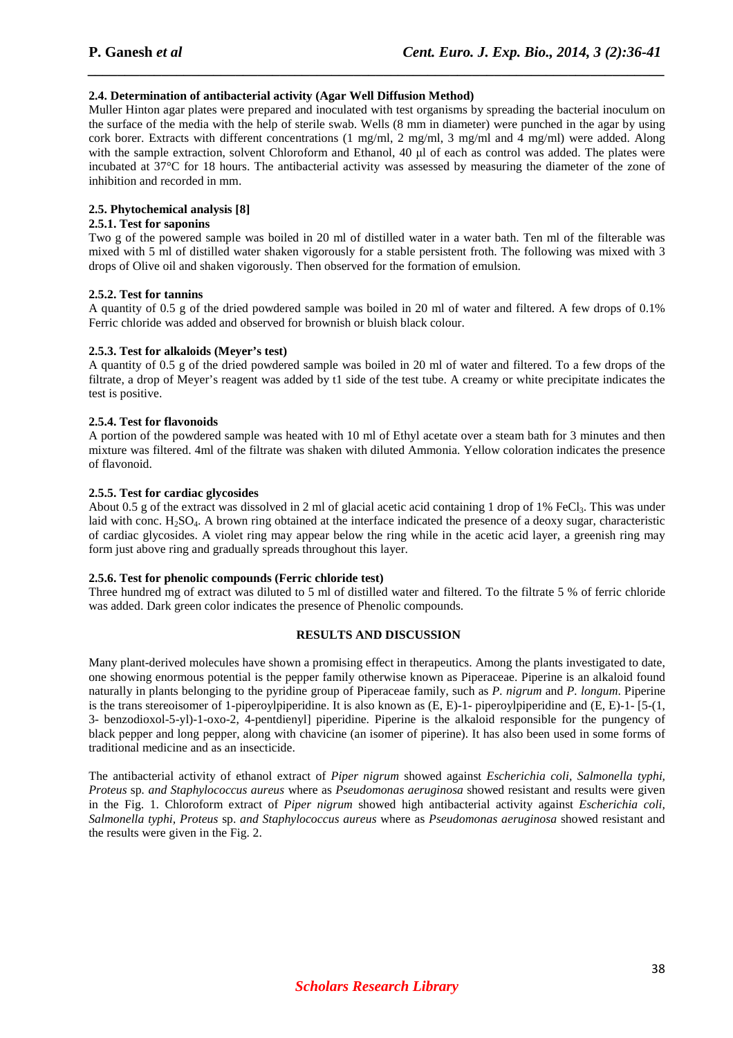### 2.4. Determination of antibacterial activity (Agar Well Diffusion Method)

Muller Hinton agar plates were prepared and inoculated with test organisms by spreading the bacterial inoculum on the surface of the media with the help of sterile swab. Wells (8 mm in diameter) were punched in the agar by using cork borer. Extracts with different concentrations (1 mg/ml, 2 mg/ml, 3 mg/ml and 4 mg/ml) were added. Along with the sample extraction, solvent Chloroform and Ethanol, 40 µl of each as control was added. The plates were incubated at 37°C for 18 hours. The antibacterial activity was assessed by measuring the diameter of the zone of inhibition and recorded in mm.

### 2.5. Phytochemical analysis [8]

#### 2.5.1. Test for saponins

Two g of the powered sample was boiled in 20 ml of distilled water in a water bath. Ten ml of the filterable was mixed with 5 ml of distilled water shaken vigorously for a stable persistent froth. The following was mixed with 3 drops of Olive oil and shaken vigorously. Then observed for the formation of emulsion.

#### 2.5.2. Test for tannins

A quantity of 0.5 g of the dried powdered sample was boiled in 20 ml of water and filtered. A few drops of 0.1% Ferric chloride was added and observed for brownish or bluish black colour.

#### 2.5.3. Test for alkaloids (Meyer's test)

A quantity of 0.5 g of the dried powdered sample was boiled in 20 ml of water and filtered. To a few drops of the filtrate, a drop of Meyer's reagent was added by t1 side of the test tube. A creamy or white precipitate indicates the test is positive.

#### 2.5.4. Test for flavonoids

A portion of the powdered sample was heated with 10 ml of Ethyl acetate over a steam bath for 3 minutes and then mixture was filtered. 4ml of the filtrate was shaken with diluted Ammonia. Yellow coloration indicates the presence of flavonoid.

#### 2.5.5. Test for cardiac glycosides

About 0.5 g of the extract was dissolved in 2 ml of glacial acetic acid containing 1 drop of 1% $FeCl_3$. This was under laid with conc. $H_2SO_4$. A brown ring obtained at the interface indicated the presence of a deoxy sugar, characteristic of cardiac glycosides. A violet ring may appear below the ring while in the acetic acid layer, a greenish ring may form just above ring and gradually spreads throughout this layer.

#### 2.5.6. Test for phenolic compounds (Ferric chloride test)

Three hundred mg of extract was diluted to 5 ml of distilled water and filtered. To the filtrate 5 % of ferric chloride was added. Dark green color indicates the presence of Phenolic compounds.

## RESULTS AND DISCUSSION

Many plant-derived molecules have shown a promising effect in therapeutics. Among the plants investigated to date, one showing enormous potential is the pepper family otherwise known as Piperaceae. Piperine is an alkaloid found naturally in plants belonging to the pyridine group of Piperaceae family, such as *P. nigrum* and *P. longum*. Piperine is the trans stereoisomer of 1-piperoylpiperidine. It is also known as (E, E)-1- piperoylpiperidine and (E, E)-1- [5-(1, 3- benzodioxol-5-yl)-1-oxo-2, 4-pentdienyl] piperidine. Piperine is the alkaloid responsible for the pungency of black pepper and long pepper, along with chavicine (an isomer of piperine). It has also been used in some forms of traditional medicine and as an insecticide.

The antibacterial activity of ethanol extract of *Piper nigrum* showed against *Escherichia coli, Salmonella typhi, Proteus* sp. *and Staphylococcus aureus* where as *Pseudomonas aeruginosa* showed resistant and results were given in the Fig. 1. Chloroform extract of *Piper nigrum* showed high antibacterial activity against *Escherichia coli, Salmonella typhi, Proteus* sp. *and Staphylococcus aureus* where as *Pseudomonas aeruginosa* showed resistant and the results were given in the Fig. 2.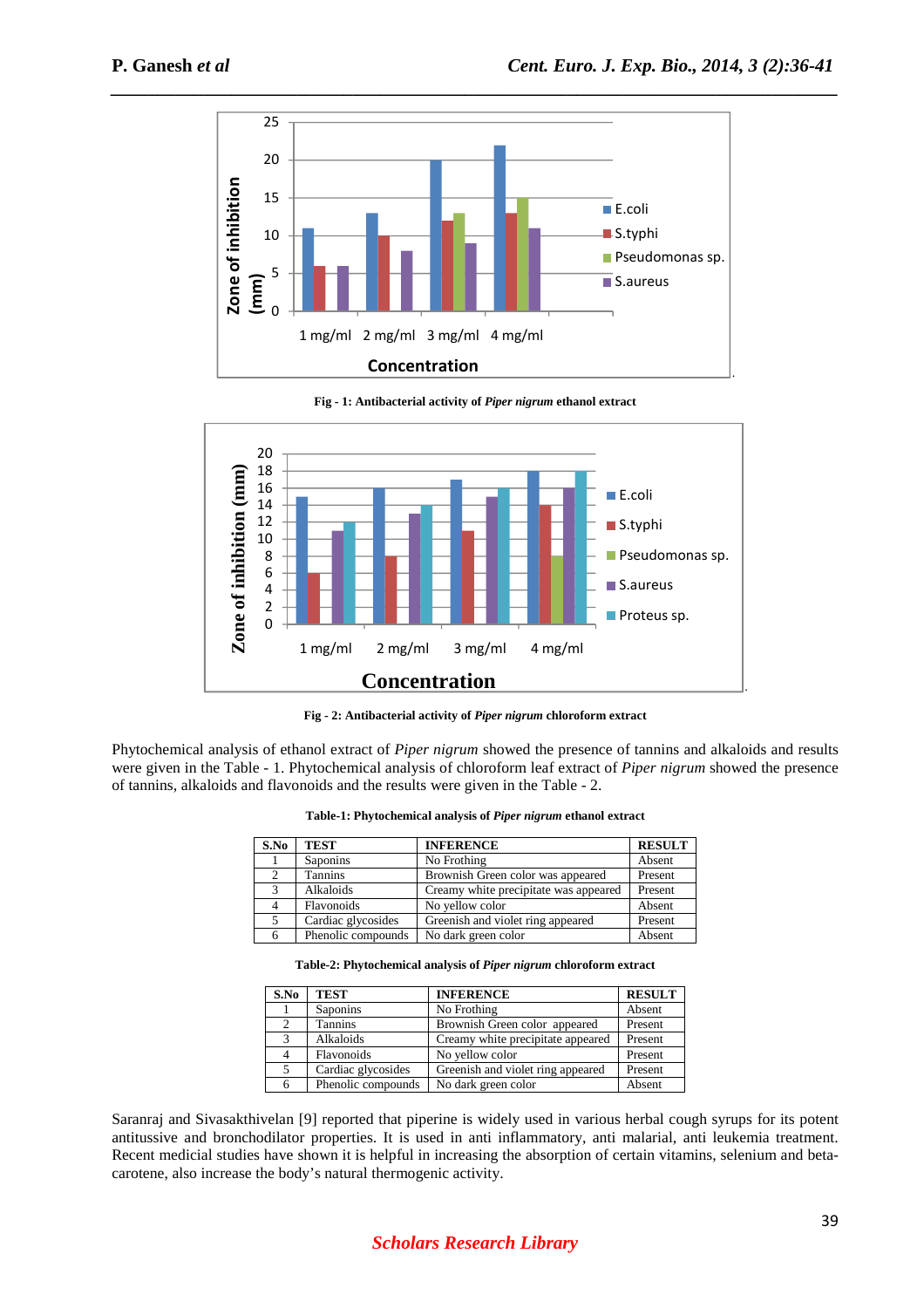Fig - 1: Antibacterial activity of *Piper nigrum* ethanol extract

Fig - 2: Antibacterial activity of *Piper nigrum* chloroform extract

Phytochemical analysis of ethanol extract of *Piper nigrum* showed the presence of tannins and alkaloids and results were given in the Table - 1. Phytochemical analysis of chloroform leaf extract of *Piper nigrum* showed the presence of tannins, alkaloids and flavonoids and the results were given in the Table - 2.

**Table-1: Phytochemical analysis of *Piper nigrum* ethanol extract**

| S.No | TEST | INFERENCE | RESULT |
|---|---|---|---|
| 1 | Saponins | No Frothing | Absent |
| 2 | Tannins | Brownish Green color was appeared | Present |
| 3 | Alkaloids | Creamy white precipitate was appeared | Present |
| 4 | Flavonoids | No yellow color | Absent |
| 5 | Cardiac glycosides | Greenish and violet ring appeared | Present |
| 6 | Phenolic compounds | No dark green color | Absent |

**Table-2: Phytochemical analysis of *Piper nigrum* chloroform extract**

| S.No | TEST | INFERENCE | RESULT |
|---|---|---|---|
| 1 | Saponins | No Frothing | Absent |
| 2 | Tannins | Brownish Green color appeared | Present |
| 3 | Alkaloids | Creamy white precipitate appeared | Present |
| 4 | Flavonoids | No yellow color | Present |
| 5 | Cardiac glycosides | Greenish and violet ring appeared | Present |
| 6 | Phenolic compounds | No dark green color | Absent |

Saranraj and Sivasakthivelan [9] reported that piperine is widely used in various herbal cough syrups for its potent antitussive and bronchodilator properties. It is used in anti inflammatory, anti malarial, anti leukemia treatment. Recent medicial studies have shown it is helpful in increasing the absorption of certain vitamins, selenium and beta-carotene, also increase the body's natural thermogenic activity.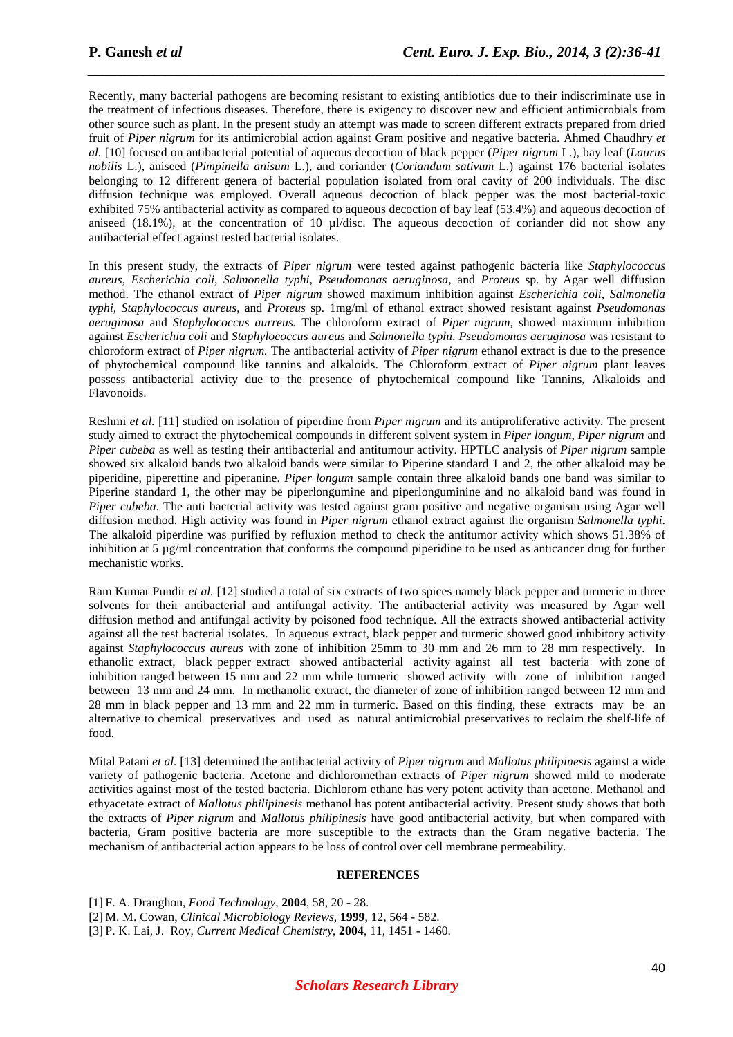Recently, many bacterial pathogens are becoming resistant to existing antibiotics due to their indiscriminate use in the treatment of infectious diseases. Therefore, there is exigency to discover new and efficient antimicrobials from other source such as plant. In the present study an attempt was made to screen different extracts prepared from dried fruit of *Piper nigrum* for its antimicrobial action against Gram positive and negative bacteria. Ahmed Chaudhry *et al.* [10] focused on antibacterial potential of aqueous decoction of black pepper (*Piper nigrum* L.), bay leaf (*Laurus nobilis* L.), aniseed (*Pimpinella anisum* L.), and coriander (*Coriandum sativum* L.) against 176 bacterial isolates belonging to 12 different genera of bacterial population isolated from oral cavity of 200 individuals. The disc diffusion technique was employed. Overall aqueous decoction of black pepper was the most bacterial-toxic exhibited 75% antibacterial activity as compared to aqueous decoction of bay leaf (53.4%) and aqueous decoction of aniseed (18.1%), at the concentration of 10 µl/disc. The aqueous decoction of coriander did not show any antibacterial effect against tested bacterial isolates.

In this present study, the extracts of *Piper nigrum* were tested against pathogenic bacteria like *Staphylococcus aureus, Escherichia coli, Salmonella typhi, Pseudomonas aeruginosa*, and *Proteus* sp. by Agar well diffusion method. The ethanol extract of *Piper nigrum* showed maximum inhibition against *Escherichia coli, Salmonella typhi, Staphylococcus aureus*, and *Proteus* sp. 1mg/ml of ethanol extract showed resistant against *Pseudomonas aeruginosa* and *Staphylococcus aurreus.* The chloroform extract of *Piper nigrum,* showed maximum inhibition against *Escherichia coli* and *Staphylococcus aureus* and *Salmonella typhi. Pseudomonas aeruginosa* was resistant to chloroform extract of *Piper nigrum.* The antibacterial activity of *Piper nigrum* ethanol extract is due to the presence of phytochemical compound like tannins and alkaloids. The Chloroform extract of *Piper nigrum* plant leaves possess antibacterial activity due to the presence of phytochemical compound like Tannins, Alkaloids and Flavonoids.

Reshmi *et al.* [11] studied on isolation of piperdine from *Piper nigrum* and its antiproliferative activity. The present study aimed to extract the phytochemical compounds in different solvent system in *Piper longum, Piper nigrum* and *Piper cubeba* as well as testing their antibacterial and antitumour activity. HPTLC analysis of *Piper nigrum* sample showed six alkaloid bands two alkaloid bands were similar to Piperine standard 1 and 2, the other alkaloid may be piperidine, piperettine and piperanine. *Piper longum* sample contain three alkaloid bands one band was similar to Piperine standard 1, the other may be piperlongumine and piperlonguminine and no alkaloid band was found in *Piper cubeba*. The anti bacterial activity was tested against gram positive and negative organism using Agar well diffusion method. High activity was found in *Piper nigrum* ethanol extract against the organism *Salmonella typhi*. The alkaloid piperdine was purified by refluxion method to check the antitumor activity which shows 51.38% of inhibition at 5 µg/ml concentration that conforms the compound piperidine to be used as anticancer drug for further mechanistic works.

Ram Kumar Pundir *et al.* [12] studied a total of six extracts of two spices namely black pepper and turmeric in three solvents for their antibacterial and antifungal activity. The antibacterial activity was measured by Agar well diffusion method and antifungal activity by poisoned food technique. All the extracts showed antibacterial activity against all the test bacterial isolates. In aqueous extract, black pepper and turmeric showed good inhibitory activity against *Staphylococcus aureus* with zone of inhibition 25mm to 30 mm and 26 mm to 28 mm respectively. In ethanolic extract, black pepper extract showed antibacterial activity against all test bacteria with zone of inhibition ranged between 15 mm and 22 mm while turmeric showed activity with zone of inhibition ranged between 13 mm and 24 mm. In methanolic extract, the diameter of zone of inhibition ranged between 12 mm and 28 mm in black pepper and 13 mm and 22 mm in turmeric. Based on this finding, these extracts may be an alternative to chemical preservatives and used as natural antimicrobial preservatives to reclaim the shelf-life of food.

Mital Patani *et al.* [13] determined the antibacterial activity of *Piper nigrum* and *Mallotus philipinesis* against a wide variety of pathogenic bacteria. Acetone and dichloromethan extracts of *Piper nigrum* showed mild to moderate activities against most of the tested bacteria. Dichlorom ethane has very potent activity than acetone. Methanol and ethyacetate extract of *Mallotus philipinesis* methanol has potent antibacterial activity. Present study shows that both the extracts of *Piper nigrum* and *Mallotus philipinesis* have good antibacterial activity, but when compared with bacteria, Gram positive bacteria are more susceptible to the extracts than the Gram negative bacteria. The mechanism of antibacterial action appears to be loss of control over cell membrane permeability.

## REFERENCES

[1] F. A. Draughon, *Food Technology*, **2004**, 58, 20 - 28.
[2] M. M. Cowan, *Clinical Microbiology Reviews*, **1999**, 12, 564 - 582.
[3] P. K. Lai, J. Roy, *Current Medical Chemistry*, **2004**, 11, 1451 - 1460.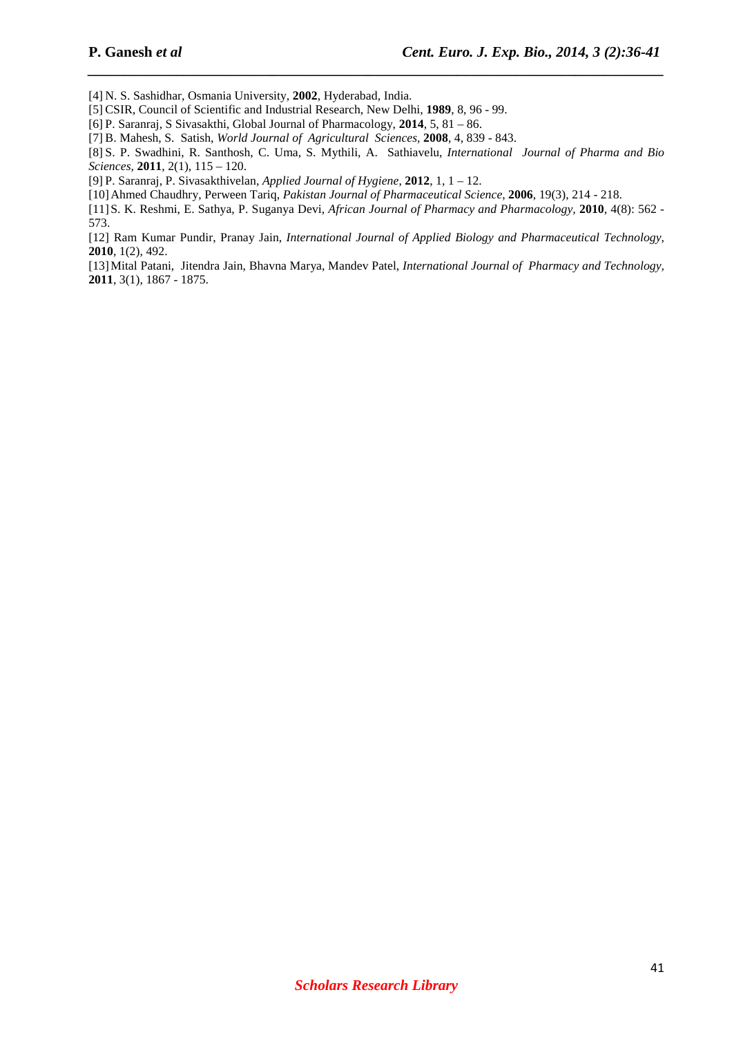[4] N. S. Sashidhar, Osmania University, **2002**, Hyderabad, India.

[5] CSIR, Council of Scientific and Industrial Research, New Delhi, **1989**, 8, 96 - 99.

[6] P. Saranraj, S Sivasakthi, Global Journal of Pharmacology, **2014**, 5, 81 – 86.

[7] B. Mahesh, S. Satish, *World Journal of Agricultural Sciences*, **2008**, 4, 839 - 843.

[8] S. P. Swadhini, R. Santhosh, C. Uma, S. Mythili, A. Sathiavelu, *International Journal of Pharma and Bio Sciences*, **2011**, 2(1), 115 – 120.

[9] P. Saranraj, P. Sivasakthivelan, *Applied Journal of Hygiene*, **2012**, 1, 1 – 12.

[10] Ahmed Chaudhry, Perween Tariq, *Pakistan Journal of Pharmaceutical Science*, **2006**, 19(3), 214 - 218.

[11] S. K. Reshmi, E. Sathya, P. Suganya Devi, *African Journal of Pharmacy and Pharmacology*, **2010**, 4(8): 562 - 573.

[12] Ram Kumar Pundir, Pranay Jain, *International Journal of Applied Biology and Pharmaceutical Technology*, **2010**, 1(2), 492.

[13] Mital Patani, Jitendra Jain, Bhavna Marya, Mandev Patel, *International Journal of Pharmacy and Technology*, **2011**, 3(1), 1867 - 1875.